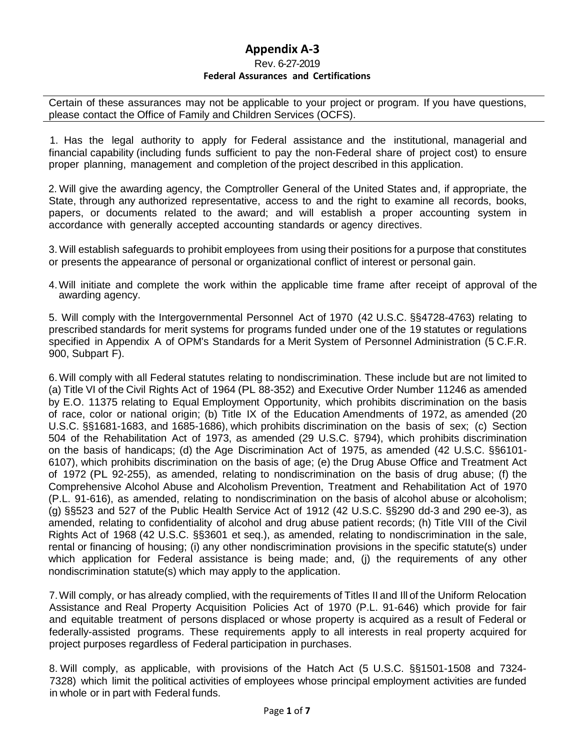# Appendix A-3

Rev. 6-27-2019

**Federal Assurances and Certifications**

Certain of these assurances may not be applicable to your project or program. If you have questions, please contact the Office of Family and Children Services (OCFS).

1. Has the legal authority to apply for Federal assistance and the institutional, managerial and financial capability (including funds sufficient to pay the non-Federal share of project cost) to ensure proper planning, management and completion of the project described in this application.

2. Will give the awarding agency, the Comptroller General of the United States and, if appropriate, the State, through any authorized representative, access to and the right to examine all records, books, papers, or documents related to the award; and will establish a proper accounting system in accordance with generally accepted accounting standards or agency directives.

3. Will establish safeguards to prohibit employees from using their positions for a purpose that constitutes or presents the appearance of personal or organizational conflict of interest or personal gain.

4. Will initiate and complete the work within the applicable time frame after receipt of approval of the awarding agency.

5. Will comply with the Intergovernmental Personnel Act of 1970 (42 U.S.C. §§4728-4763) relating to prescribed standards for merit systems for programs funded under one of the 19 statutes or regulations specified in Appendix A of OPM's Standards for a Merit System of Personnel Administration (5 C.F.R. 900, Subpart F).

6. Will comply with all Federal statutes relating to nondiscrimination. These include but are not limited to (a) Title VI of the Civil Rights Act of 1964 (PL 88-352) and Executive Order Number 11246 as amended by E.O. 11375 relating to Equal Employment Opportunity, which prohibits discrimination on the basis of race, color or national origin; (b) Title IX of the Education Amendments of 1972, as amended (20 U.S.C. §§1681-1683, and 1685-1686), which prohibits discrimination on the basis of sex; (c) Section 504 of the Rehabilitation Act of 1973, as amended (29 U.S.C. §794), which prohibits discrimination on the basis of handicaps; (d) the Age Discrimination Act of 1975, as amended (42 U.S.C. §§6101-6107), which prohibits discrimination on the basis of age; (e) the Drug Abuse Office and Treatment Act of 1972 (PL 92-255), as amended, relating to nondiscrimination on the basis of drug abuse; (f) the Comprehensive Alcohol Abuse and Alcoholism Prevention, Treatment and Rehabilitation Act of 1970 (P.L. 91-616), as amended, relating to nondiscrimination on the basis of alcohol abuse or alcoholism; (g) §§523 and 527 of the Public Health Service Act of 1912 (42 U.S.C. §§290 dd-3 and 290 ee-3), as amended, relating to confidentiality of alcohol and drug abuse patient records; (h) Title VIII of the Civil Rights Act of 1968 (42 U.S.C. §§3601 et seq.), as amended, relating to nondiscrimination in the sale, rental or financing of housing; (i) any other nondiscrimination provisions in the specific statute(s) under which application for Federal assistance is being made; and, (j) the requirements of any other nondiscrimination statute(s) which may apply to the application.

7. Will comply, or has already complied, with the requirements of Titles II and Ill of the Uniform Relocation Assistance and Real Property Acquisition Policies Act of 1970 (P.L. 91-646) which provide for fair and equitable treatment of persons displaced or whose property is acquired as a result of Federal or federally-assisted programs. These requirements apply to all interests in real property acquired for project purposes regardless of Federal participation in purchases.

8. Will comply, as applicable, with provisions of the Hatch Act (5 U.S.C. §§1501-1508 and 7324-7328) which limit the political activities of employees whose principal employment activities are funded in whole or in part with Federal funds.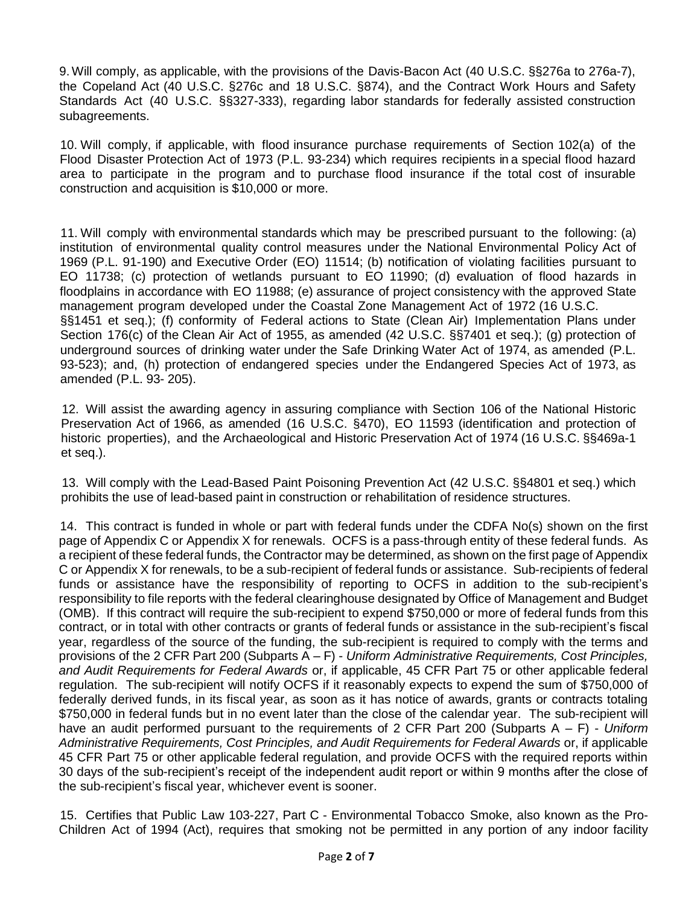9. Will comply, as applicable, with the provisions of the Davis-Bacon Act (40 U.S.C. §§276a to 276a-7), the Copeland Act (40 U.S.C. §276c and 18 U.S.C. §874), and the Contract Work Hours and Safety Standards Act (40 U.S.C. §§327-333), regarding labor standards for federally assisted construction subagreements.

10. Will comply, if applicable, with flood insurance purchase requirements of Section 102(a) of the Flood Disaster Protection Act of 1973 (P.L. 93-234) which requires recipients in a special flood hazard area to participate in the program and to purchase flood insurance if the total cost of insurable construction and acquisition is $10,000 or more.

11. Will comply with environmental standards which may be prescribed pursuant to the following: (a) institution of environmental quality control measures under the National Environmental Policy Act of 1969 (P.L. 91-190) and Executive Order (EO) 11514; (b) notification of violating facilities pursuant to EO 11738; (c) protection of wetlands pursuant to EO 11990; (d) evaluation of flood hazards in floodplains in accordance with EO 11988; (e) assurance of project consistency with the approved State management program developed under the Coastal Zone Management Act of 1972 (16 U.S.C. §§1451 et seq.); (f) conformity of Federal actions to State (Clean Air) Implementation Plans under Section 176(c) of the Clean Air Act of 1955, as amended (42 U.S.C. §§7401 et seq.); (g) protection of underground sources of drinking water under the Safe Drinking Water Act of 1974, as amended (P.L. 93-523); and, (h) protection of endangered species under the Endangered Species Act of 1973, as amended (P.L. 93- 205).

12. Will assist the awarding agency in assuring compliance with Section 106 of the National Historic Preservation Act of 1966, as amended (16 U.S.C. §470), EO 11593 (identification and protection of historic properties), and the Archaeological and Historic Preservation Act of 1974 (16 U.S.C. §§469a-1 et seq.).

13. Will comply with the Lead-Based Paint Poisoning Prevention Act (42 U.S.C. §§4801 et seq.) which prohibits the use of lead-based paint in construction or rehabilitation of residence structures.

14. This contract is funded in whole or part with federal funds under the CDFA No(s) shown on the first page of Appendix C or Appendix X for renewals. OCFS is a pass-through entity of these federal funds. As a recipient of these federal funds, the Contractor may be determined, as shown on the first page of Appendix C or Appendix X for renewals, to be a sub-recipient of federal funds or assistance. Sub-recipients of federal funds or assistance have the responsibility of reporting to OCFS in addition to the sub-recipient's responsibility to file reports with the federal clearinghouse designated by Office of Management and Budget (OMB). If this contract will require the sub-recipient to expend $750,000 or more of federal funds from this contract, or in total with other contracts or grants of federal funds or assistance in the sub-recipient's fiscal year, regardless of the source of the funding, the sub-recipient is required to comply with the terms and provisions of the 2 CFR Part 200 (Subparts A – F) - *Uniform Administrative Requirements, Cost Principles, and Audit Requirements for Federal Awards* or, if applicable, 45 CFR Part 75 or other applicable federal regulation. The sub-recipient will notify OCFS if it reasonably expects to expend the sum of $750,000 of federally derived funds, in its fiscal year, as soon as it has notice of awards, grants or contracts totaling $750,000 in federal funds but in no event later than the close of the calendar year. The sub-recipient will have an audit performed pursuant to the requirements of 2 CFR Part 200 (Subparts A – F) - *Uniform Administrative Requirements, Cost Principles, and Audit Requirements for Federal Awards* or, if applicable 45 CFR Part 75 or other applicable federal regulation, and provide OCFS with the required reports within 30 days of the sub-recipient's receipt of the independent audit report or within 9 months after the close of the sub-recipient's fiscal year, whichever event is sooner.

15. Certifies that Public Law 103-227, Part C - Environmental Tobacco Smoke, also known as the Pro-Children Act of 1994 (Act), requires that smoking not be permitted in any portion of any indoor facility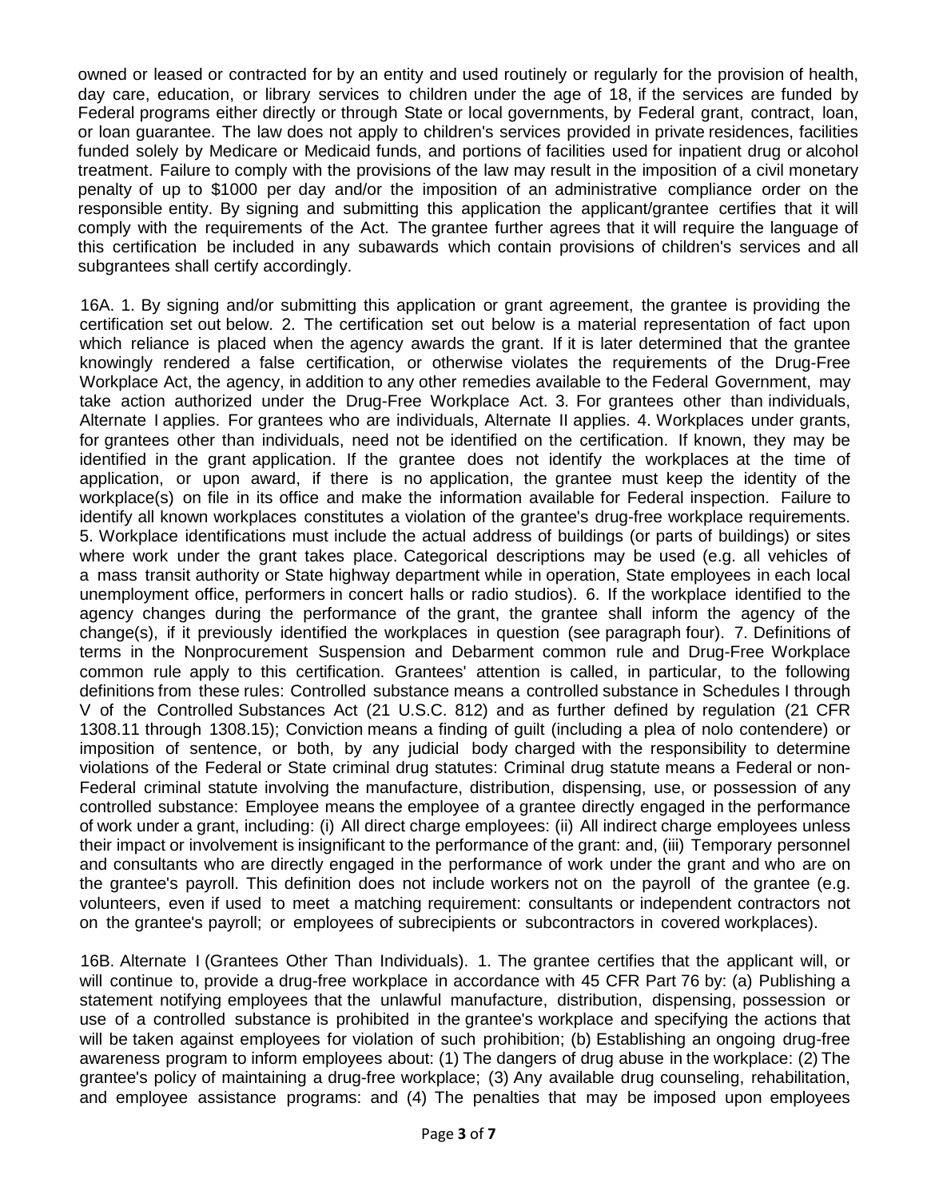owned or leased or contracted for by an entity and used routinely or regularly for the provision of health, day care, education, or library services to children under the age of 18, if the services are funded by Federal programs either directly or through State or local governments, by Federal grant, contract, loan, or loan guarantee. The law does not apply to children's services provided in private residences, facilities funded solely by Medicare or Medicaid funds, and portions of facilities used for inpatient drug or alcohol treatment. Failure to comply with the provisions of the law may result in the imposition of a civil monetary penalty of up to $1000 per day and/or the imposition of an administrative compliance order on the responsible entity. By signing and submitting this application the applicant/grantee certifies that it will comply with the requirements of the Act. The grantee further agrees that it will require the language of this certification be included in any subawards which contain provisions of children's services and all subgrantees shall certify accordingly.

16A. 1. By signing and/or submitting this application or grant agreement, the grantee is providing the certification set out below. 2. The certification set out below is a material representation of fact upon which reliance is placed when the agency awards the grant. If it is later determined that the grantee knowingly rendered a false certification, or otherwise violates the requirements of the Drug-Free Workplace Act, the agency, in addition to any other remedies available to the Federal Government, may take action authorized under the Drug-Free Workplace Act. 3. For grantees other than individuals, Alternate I applies. For grantees who are individuals, Alternate II applies. 4. Workplaces under grants, for grantees other than individuals, need not be identified on the certification. If known, they may be identified in the grant application. If the grantee does not identify the workplaces at the time of application, or upon award, if there is no application, the grantee must keep the identity of the workplace(s) on file in its office and make the information available for Federal inspection. Failure to identify all known workplaces constitutes a violation of the grantee's drug-free workplace requirements. 5. Workplace identifications must include the actual address of buildings (or parts of buildings) or sites where work under the grant takes place. Categorical descriptions may be used (e.g. all vehicles of a mass transit authority or State highway department while in operation, State employees in each local unemployment office, performers in concert halls or radio studios). 6. If the workplace identified to the agency changes during the performance of the grant, the grantee shall inform the agency of the change(s), if it previously identified the workplaces in question (see paragraph four). 7. Definitions of terms in the Nonprocurement Suspension and Debarment common rule and Drug-Free Workplace common rule apply to this certification. Grantees' attention is called, in particular, to the following definitions from these rules: Controlled substance means a controlled substance in Schedules I through V of the Controlled Substances Act (21 U.S.C. 812) and as further defined by regulation (21 CFR 1308.11 through 1308.15); Conviction means a finding of guilt (including a plea of nolo contendere) or imposition of sentence, or both, by any judicial body charged with the responsibility to determine violations of the Federal or State criminal drug statutes: Criminal drug statute means a Federal or non-Federal criminal statute involving the manufacture, distribution, dispensing, use, or possession of any controlled substance: Employee means the employee of a grantee directly engaged in the performance of work under a grant, including: (i) All direct charge employees: (ii) All indirect charge employees unless their impact or involvement is insignificant to the performance of the grant: and, (iii) Temporary personnel and consultants who are directly engaged in the performance of work under the grant and who are on the grantee's payroll. This definition does not include workers not on the payroll of the grantee (e.g. volunteers, even if used to meet a matching requirement: consultants or independent contractors not on the grantee's payroll; or employees of subrecipients or subcontractors in covered workplaces).

16B. Alternate I (Grantees Other Than Individuals). 1. The grantee certifies that the applicant will, or will continue to, provide a drug-free workplace in accordance with 45 CFR Part 76 by: (a) Publishing a statement notifying employees that the unlawful manufacture, distribution, dispensing, possession or use of a controlled substance is prohibited in the grantee's workplace and specifying the actions that will be taken against employees for violation of such prohibition; (b) Establishing an ongoing drug-free awareness program to inform employees about: (1) The dangers of drug abuse in the workplace: (2) The grantee's policy of maintaining a drug-free workplace; (3) Any available drug counseling, rehabilitation, and employee assistance programs: and (4) The penalties that may be imposed upon employees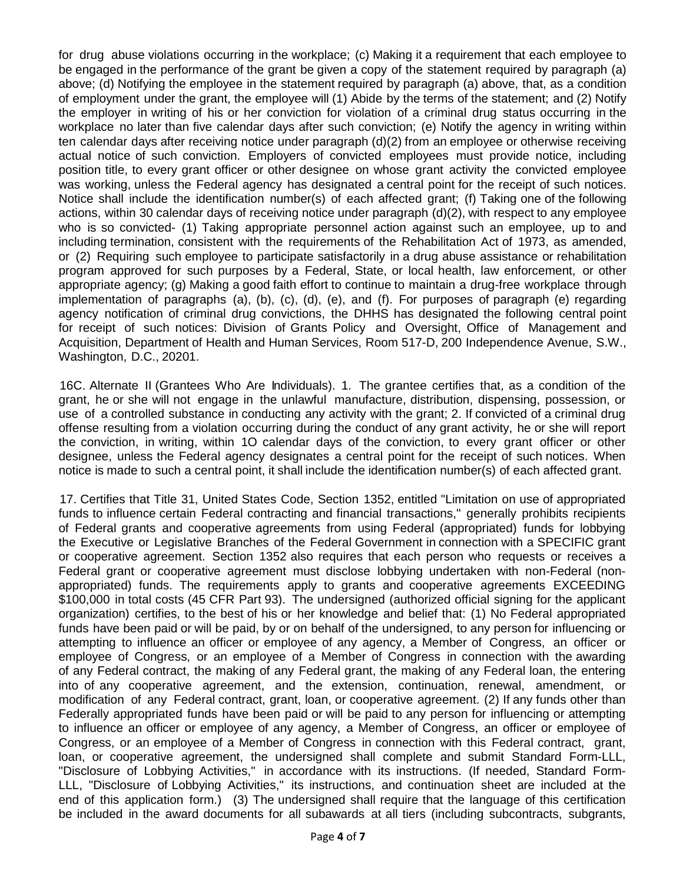for drug abuse violations occurring in the workplace; (c) Making it a requirement that each employee to be engaged in the performance of the grant be given a copy of the statement required by paragraph (a) above; (d) Notifying the employee in the statement required by paragraph (a) above, that, as a condition of employment under the grant, the employee will (1) Abide by the terms of the statement; and (2) Notify the employer in writing of his or her conviction for violation of a criminal drug status occurring in the workplace no later than five calendar days after such conviction; (e) Notify the agency in writing within ten calendar days after receiving notice under paragraph (d)(2) from an employee or otherwise receiving actual notice of such conviction. Employers of convicted employees must provide notice, including position title, to every grant officer or other designee on whose grant activity the convicted employee was working, unless the Federal agency has designated a central point for the receipt of such notices. Notice shall include the identification number(s) of each affected grant; (f) Taking one of the following actions, within 30 calendar days of receiving notice under paragraph (d)(2), with respect to any employee who is so convicted- (1) Taking appropriate personnel action against such an employee, up to and including termination, consistent with the requirements of the Rehabilitation Act of 1973, as amended, or (2) Requiring such employee to participate satisfactorily in a drug abuse assistance or rehabilitation program approved for such purposes by a Federal, State, or local health, law enforcement, or other appropriate agency; (g) Making a good faith effort to continue to maintain a drug-free workplace through implementation of paragraphs (a), (b), (c), (d), (e), and (f). For purposes of paragraph (e) regarding agency notification of criminal drug convictions, the DHHS has designated the following central point for receipt of such notices: Division of Grants Policy and Oversight, Office of Management and Acquisition, Department of Health and Human Services, Room 517-D, 200 Independence Avenue, S.W., Washington, D.C., 20201.

16C. Alternate II (Grantees Who Are Individuals). 1. The grantee certifies that, as a condition of the grant, he or she will not engage in the unlawful manufacture, distribution, dispensing, possession, or use of a controlled substance in conducting any activity with the grant; 2. If convicted of a criminal drug offense resulting from a violation occurring during the conduct of any grant activity, he or she will report the conviction, in writing, within 1O calendar days of the conviction, to every grant officer or other designee, unless the Federal agency designates a central point for the receipt of such notices. When notice is made to such a central point, it shall include the identification number(s) of each affected grant.

17. Certifies that Title 31, United States Code, Section 1352, entitled "Limitation on use of appropriated funds to influence certain Federal contracting and financial transactions," generally prohibits recipients of Federal grants and cooperative agreements from using Federal (appropriated) funds for lobbying the Executive or Legislative Branches of the Federal Government in connection with a SPECIFIC grant or cooperative agreement. Section 1352 also requires that each person who requests or receives a Federal grant or cooperative agreement must disclose lobbying undertaken with non-Federal (non-appropriated) funds. The requirements apply to grants and cooperative agreements EXCEEDING \$100,000 in total costs (45 CFR Part 93). The undersigned (authorized official signing for the applicant organization) certifies, to the best of his or her knowledge and belief that: (1) No Federal appropriated funds have been paid or will be paid, by or on behalf of the undersigned, to any person for influencing or attempting to influence an officer or employee of any agency, a Member of Congress, an officer or employee of Congress, or an employee of a Member of Congress in connection with the awarding of any Federal contract, the making of any Federal grant, the making of any Federal loan, the entering into of any cooperative agreement, and the extension, continuation, renewal, amendment, or modification of any Federal contract, grant, loan, or cooperative agreement. (2) If any funds other than Federally appropriated funds have been paid or will be paid to any person for influencing or attempting to influence an officer or employee of any agency, a Member of Congress, an officer or employee of Congress, or an employee of a Member of Congress in connection with this Federal contract, grant, loan, or cooperative agreement, the undersigned shall complete and submit Standard Form-LLL, "Disclosure of Lobbying Activities," in accordance with its instructions. (If needed, Standard Form-LLL, "Disclosure of Lobbying Activities," its instructions, and continuation sheet are included at the end of this application form.) (3) The undersigned shall require that the language of this certification be included in the award documents for all subawards at all tiers (including subcontracts, subgrants,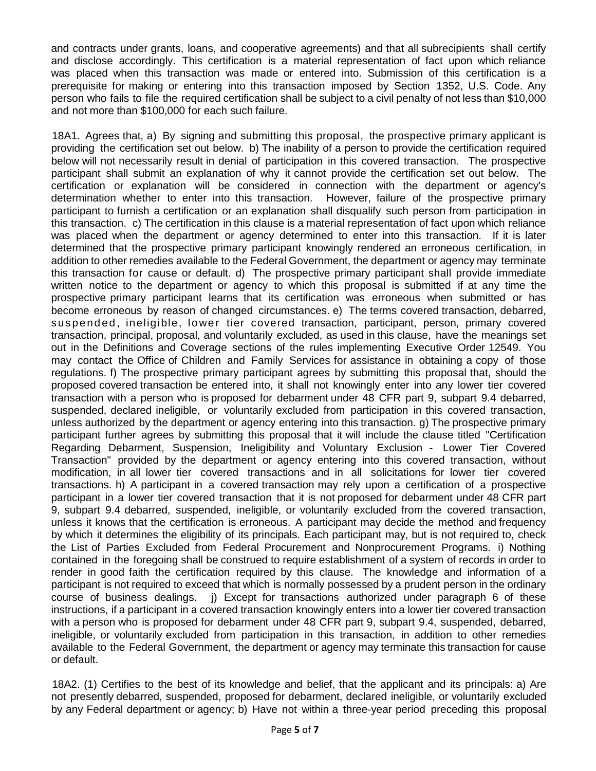and contracts under grants, loans, and cooperative agreements) and that all subrecipients shall certify and disclose accordingly. This certification is a material representation of fact upon which reliance was placed when this transaction was made or entered into. Submission of this certification is a prerequisite for making or entering into this transaction imposed by Section 1352, U.S. Code. Any person who fails to file the required certification shall be subject to a civil penalty of not less than $10,000 and not more than $100,000 for each such failure.

18A1. Agrees that, a) By signing and submitting this proposal, the prospective primary applicant is providing the certification set out below. b) The inability of a person to provide the certification required below will not necessarily result in denial of participation in this covered transaction. The prospective participant shall submit an explanation of why it cannot provide the certification set out below. The certification or explanation will be considered in connection with the department or agency's determination whether to enter into this transaction. However, failure of the prospective primary participant to furnish a certification or an explanation shall disqualify such person from participation in this transaction. c) The certification in this clause is a material representation of fact upon which reliance was placed when the department or agency determined to enter into this transaction. If it is later determined that the prospective primary participant knowingly rendered an erroneous certification, in addition to other remedies available to the Federal Government, the department or agency may terminate this transaction for cause or default. d) The prospective primary participant shall provide immediate written notice to the department or agency to which this proposal is submitted if at any time the prospective primary participant learns that its certification was erroneous when submitted or has become erroneous by reason of changed circumstances. e) The terms covered transaction, debarred, suspended, ineligible, lower tier covered transaction, participant, person, primary covered transaction, principal, proposal, and voluntarily excluded, as used in this clause, have the meanings set out in the Definitions and Coverage sections of the rules implementing Executive Order 12549. You may contact the Office of Children and Family Services for assistance in obtaining a copy of those regulations. f) The prospective primary participant agrees by submitting this proposal that, should the proposed covered transaction be entered into, it shall not knowingly enter into any lower tier covered transaction with a person who is proposed for debarment under 48 CFR part 9, subpart 9.4 debarred, suspended, declared ineligible, or voluntarily excluded from participation in this covered transaction, unless authorized by the department or agency entering into this transaction. g) The prospective primary participant further agrees by submitting this proposal that it will include the clause titled "Certification Regarding Debarment, Suspension, Ineligibility and Voluntary Exclusion - Lower Tier Covered Transaction" provided by the department or agency entering into this covered transaction, without modification, in all lower tier covered transactions and in all solicitations for lower tier covered transactions. h) A participant in a covered transaction may rely upon a certification of a prospective participant in a lower tier covered transaction that it is not proposed for debarment under 48 CFR part 9, subpart 9.4 debarred, suspended, ineligible, or voluntarily excluded from the covered transaction, unless it knows that the certification is erroneous. A participant may decide the method and frequency by which it determines the eligibility of its principals. Each participant may, but is not required to, check the List of Parties Excluded from Federal Procurement and Nonprocurement Programs. i) Nothing contained in the foregoing shall be construed to require establishment of a system of records in order to render in good faith the certification required by this clause. The knowledge and information of a participant is not required to exceed that which is normally possessed by a prudent person in the ordinary course of business dealings. j) Except for transactions authorized under paragraph 6 of these instructions, if a participant in a covered transaction knowingly enters into a lower tier covered transaction with a person who is proposed for debarment under 48 CFR part 9, subpart 9.4, suspended, debarred, ineligible, or voluntarily excluded from participation in this transaction, in addition to other remedies available to the Federal Government, the department or agency may terminate this transaction for cause or default.

18A2. (1) Certifies to the best of its knowledge and belief, that the applicant and its principals: a) Are not presently debarred, suspended, proposed for debarment, declared ineligible, or voluntarily excluded by any Federal department or agency; b) Have not within a three-year period preceding this proposal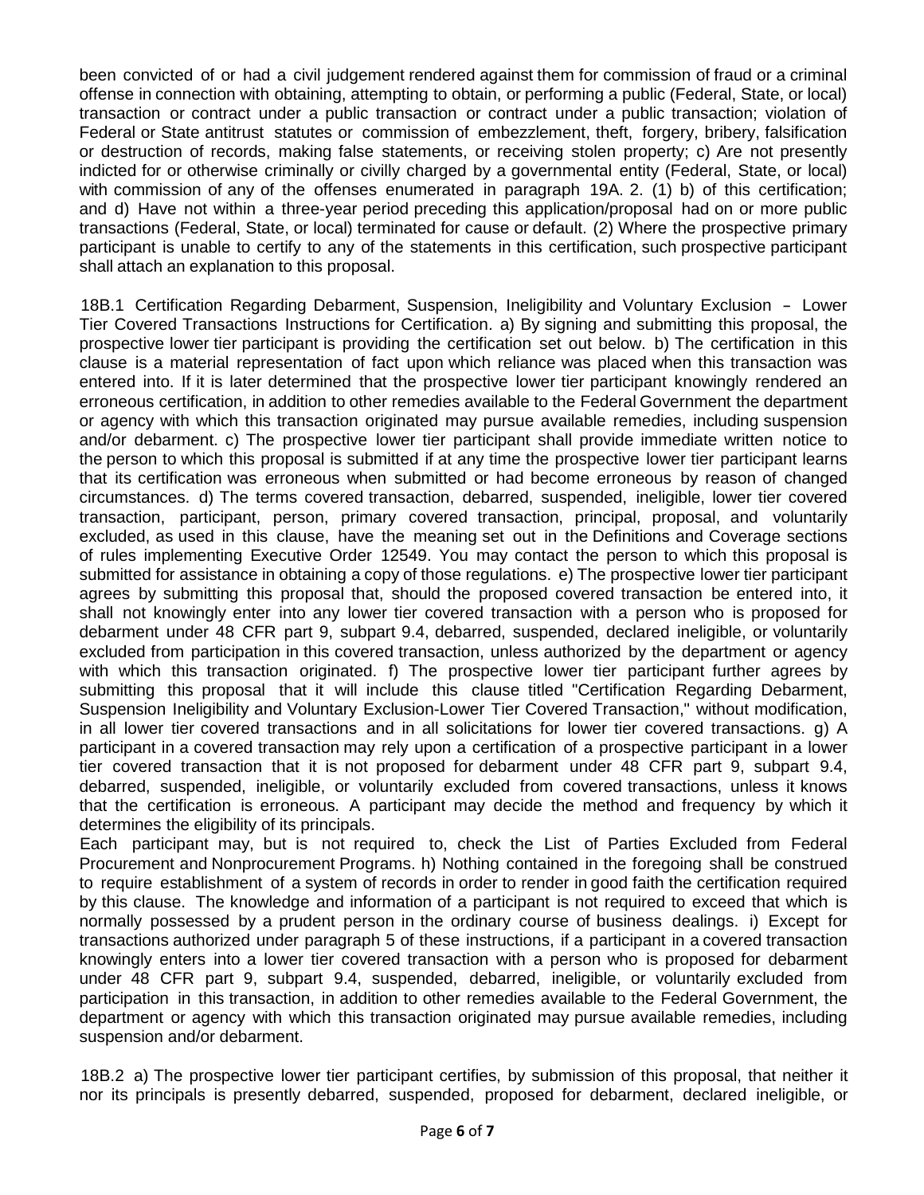been convicted of or had a civil judgement rendered against them for commission of fraud or a criminal offense in connection with obtaining, attempting to obtain, or performing a public (Federal, State, or local) transaction or contract under a public transaction or contract under a public transaction; violation of Federal or State antitrust statutes or commission of embezzlement, theft, forgery, bribery, falsification or destruction of records, making false statements, or receiving stolen property; c) Are not presently indicted for or otherwise criminally or civilly charged by a governmental entity (Federal, State, or local) with commission of any of the offenses enumerated in paragraph 19A. 2. (1) b) of this certification; and d) Have not within a three-year period preceding this application/proposal had on or more public transactions (Federal, State, or local) terminated for cause or default. (2) Where the prospective primary participant is unable to certify to any of the statements in this certification, such prospective participant shall attach an explanation to this proposal.

18B.1 Certification Regarding Debarment, Suspension, Ineligibility and Voluntary Exclusion – Lower Tier Covered Transactions Instructions for Certification. a) By signing and submitting this proposal, the prospective lower tier participant is providing the certification set out below. b) The certification in this clause is a material representation of fact upon which reliance was placed when this transaction was entered into. If it is later determined that the prospective lower tier participant knowingly rendered an erroneous certification, in addition to other remedies available to the Federal Government the department or agency with which this transaction originated may pursue available remedies, including suspension and/or debarment. c) The prospective lower tier participant shall provide immediate written notice to the person to which this proposal is submitted if at any time the prospective lower tier participant learns that its certification was erroneous when submitted or had become erroneous by reason of changed circumstances. d) The terms covered transaction, debarred, suspended, ineligible, lower tier covered transaction, participant, person, primary covered transaction, principal, proposal, and voluntarily excluded, as used in this clause, have the meaning set out in the Definitions and Coverage sections of rules implementing Executive Order 12549. You may contact the person to which this proposal is submitted for assistance in obtaining a copy of those regulations. e) The prospective lower tier participant agrees by submitting this proposal that, should the proposed covered transaction be entered into, it shall not knowingly enter into any lower tier covered transaction with a person who is proposed for debarment under 48 CFR part 9, subpart 9.4, debarred, suspended, declared ineligible, or voluntarily excluded from participation in this covered transaction, unless authorized by the department or agency with which this transaction originated. f) The prospective lower tier participant further agrees by submitting this proposal that it will include this clause titled "Certification Regarding Debarment, Suspension Ineligibility and Voluntary Exclusion-Lower Tier Covered Transaction," without modification, in all lower tier covered transactions and in all solicitations for lower tier covered transactions. g) A participant in a covered transaction may rely upon a certification of a prospective participant in a lower tier covered transaction that it is not proposed for debarment under 48 CFR part 9, subpart 9.4, debarred, suspended, ineligible, or voluntarily excluded from covered transactions, unless it knows that the certification is erroneous. A participant may decide the method and frequency by which it determines the eligibility of its principals.

Each participant may, but is not required to, check the List of Parties Excluded from Federal Procurement and Nonprocurement Programs. h) Nothing contained in the foregoing shall be construed to require establishment of a system of records in order to render in good faith the certification required by this clause. The knowledge and information of a participant is not required to exceed that which is normally possessed by a prudent person in the ordinary course of business dealings. i) Except for transactions authorized under paragraph 5 of these instructions, if a participant in a covered transaction knowingly enters into a lower tier covered transaction with a person who is proposed for debarment under 48 CFR part 9, subpart 9.4, suspended, debarred, ineligible, or voluntarily excluded from participation in this transaction, in addition to other remedies available to the Federal Government, the department or agency with which this transaction originated may pursue available remedies, including suspension and/or debarment.

18B.2 a) The prospective lower tier participant certifies, by submission of this proposal, that neither it nor its principals is presently debarred, suspended, proposed for debarment, declared ineligible, or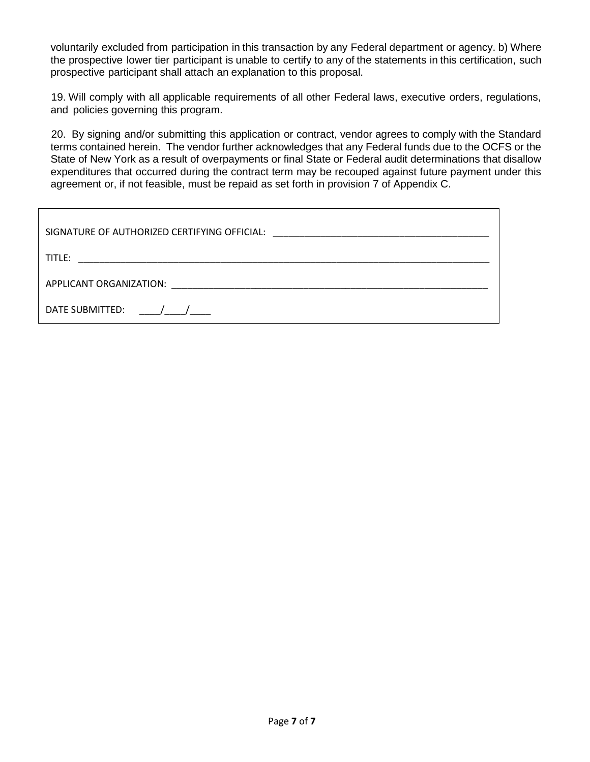voluntarily excluded from participation in this transaction by any Federal department or agency. b) Where the prospective lower tier participant is unable to certify to any of the statements in this certification, such prospective participant shall attach an explanation to this proposal.

19. Will comply with all applicable requirements of all other Federal laws, executive orders, regulations, and policies governing this program.

20. By signing and/or submitting this application or contract, vendor agrees to comply with the Standard terms contained herein. The vendor further acknowledges that any Federal funds due to the OCFS or the State of New York as a result of overpayments or final State or Federal audit determinations that disallow expenditures that occurred during the contract term may be recouped against future payment under this agreement or, if not feasible, must be repaid as set forth in provision 7 of Appendix C.

SIGNATURE OF AUTHORIZED CERTIFYING OFFICIAL: ________________________________________

TITLE: ________________________________________________________________________________

APPLICANT ORGANIZATION: _____________________________________________________________

DATE SUBMITTED: ____/____/____